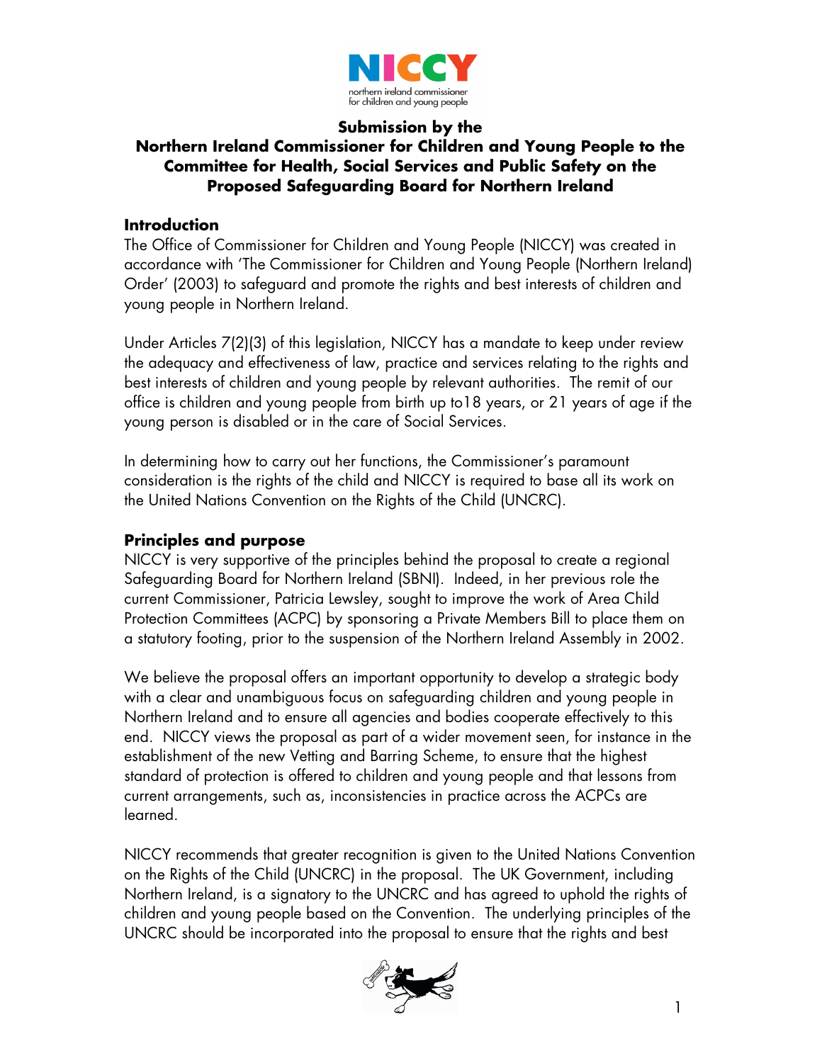**Submission by the Northern Ireland Commissioner for Children and Young People to the Committee for Health, Social Services and Public Safety on the Proposed Safeguarding Board for Northern Ireland**

## Introduction

The Office of Commissioner for Children and Young People (NICCY) was created in accordance with 'The Commissioner for Children and Young People (Northern Ireland) Order' (2003) to safeguard and promote the rights and best interests of children and young people in Northern Ireland.

Under Articles 7(2)(3) of this legislation, NICCY has a mandate to keep under review the adequacy and effectiveness of law, practice and services relating to the rights and best interests of children and young people by relevant authorities. The remit of our office is children and young people from birth up to18 years, or 21 years of age if the young person is disabled or in the care of Social Services.

In determining how to carry out her functions, the Commissioner's paramount consideration is the rights of the child and NICCY is required to base all its work on the United Nations Convention on the Rights of the Child (UNCRC).

## Principles and purpose

NICCY is very supportive of the principles behind the proposal to create a regional Safeguarding Board for Northern Ireland (SBNI). Indeed, in her previous role the current Commissioner, Patricia Lewsley, sought to improve the work of Area Child Protection Committees (ACPC) by sponsoring a Private Members Bill to place them on a statutory footing, prior to the suspension of the Northern Ireland Assembly in 2002.

We believe the proposal offers an important opportunity to develop a strategic body with a clear and unambiguous focus on safeguarding children and young people in Northern Ireland and to ensure all agencies and bodies cooperate effectively to this end. NICCY views the proposal as part of a wider movement seen, for instance in the establishment of the new Vetting and Barring Scheme, to ensure that the highest standard of protection is offered to children and young people and that lessons from current arrangements, such as, inconsistencies in practice across the ACPCs are learned.

NICCY recommends that greater recognition is given to the United Nations Convention on the Rights of the Child (UNCRC) in the proposal. The UK Government, including Northern Ireland, is a signatory to the UNCRC and has agreed to uphold the rights of children and young people based on the Convention. The underlying principles of the UNCRC should be incorporated into the proposal to ensure that the rights and best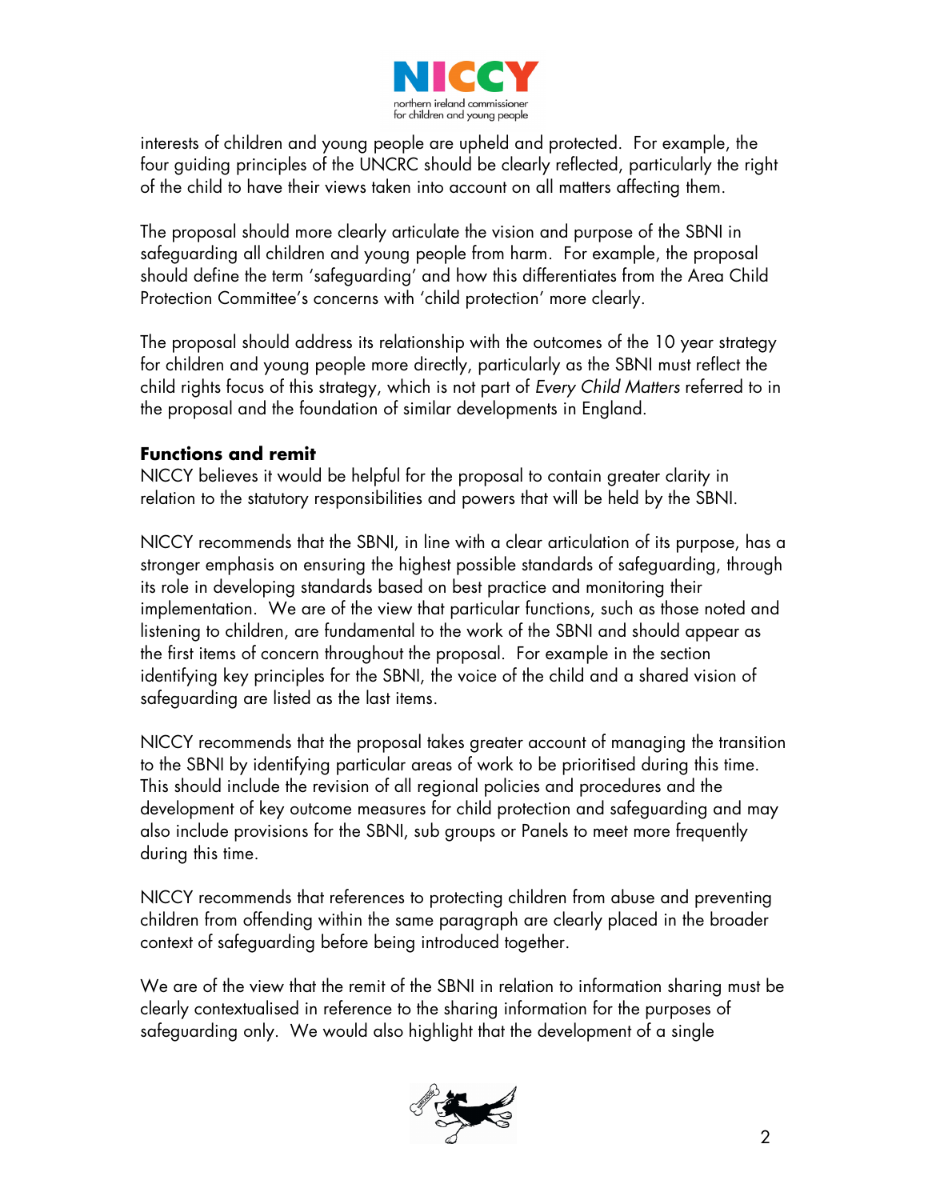interests of children and young people are upheld and protected. For example, the four guiding principles of the UNCRC should be clearly reflected, particularly the right of the child to have their views taken into account on all matters affecting them.

The proposal should more clearly articulate the vision and purpose of the SBNI in safeguarding all children and young people from harm. For example, the proposal should define the term 'safeguarding' and how this differentiates from the Area Child Protection Committee's concerns with 'child protection' more clearly.

The proposal should address its relationship with the outcomes of the 10 year strategy for children and young people more directly, particularly as the SBNI must reflect the child rights focus of this strategy, which is not part of *Every Child Matters* referred to in the proposal and the foundation of similar developments in England.

**Functions and remit**

NICCY believes it would be helpful for the proposal to contain greater clarity in relation to the statutory responsibilities and powers that will be held by the SBNI.

NICCY recommends that the SBNI, in line with a clear articulation of its purpose, has a stronger emphasis on ensuring the highest possible standards of safeguarding, through its role in developing standards based on best practice and monitoring their implementation. We are of the view that particular functions, such as those noted and listening to children, are fundamental to the work of the SBNI and should appear as the first items of concern throughout the proposal. For example in the section identifying key principles for the SBNI, the voice of the child and a shared vision of safeguarding are listed as the last items.

NICCY recommends that the proposal takes greater account of managing the transition to the SBNI by identifying particular areas of work to be prioritised during this time. This should include the revision of all regional policies and procedures and the development of key outcome measures for child protection and safeguarding and may also include provisions for the SBNI, sub groups or Panels to meet more frequently during this time.

NICCY recommends that references to protecting children from abuse and preventing children from offending within the same paragraph are clearly placed in the broader context of safeguarding before being introduced together.

We are of the view that the remit of the SBNI in relation to information sharing must be clearly contextualised in reference to the sharing information for the purposes of safeguarding only. We would also highlight that the development of a single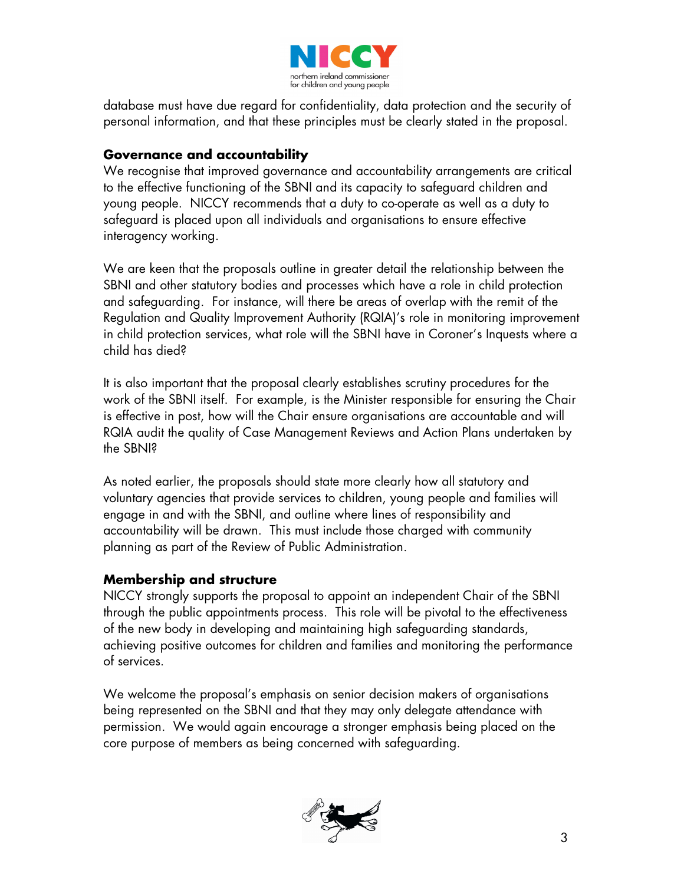database must have due regard for confidentiality, data protection and the security of personal information, and that these principles must be clearly stated in the proposal.

## Governance and accountability

We recognise that improved governance and accountability arrangements are critical to the effective functioning of the SBNI and its capacity to safeguard children and young people. NICCY recommends that a duty to co-operate as well as a duty to safeguard is placed upon all individuals and organisations to ensure effective interagency working.

We are keen that the proposals outline in greater detail the relationship between the SBNI and other statutory bodies and processes which have a role in child protection and safeguarding. For instance, will there be areas of overlap with the remit of the Regulation and Quality Improvement Authority (RQIA)'s role in monitoring improvement in child protection services, what role will the SBNI have in Coroner's Inquests where a child has died?

It is also important that the proposal clearly establishes scrutiny procedures for the work of the SBNI itself. For example, is the Minister responsible for ensuring the Chair is effective in post, how will the Chair ensure organisations are accountable and will RQIA audit the quality of Case Management Reviews and Action Plans undertaken by the SBNI?

As noted earlier, the proposals should state more clearly how all statutory and voluntary agencies that provide services to children, young people and families will engage in and with the SBNI, and outline where lines of responsibility and accountability will be drawn. This must include those charged with community planning as part of the Review of Public Administration.

## Membership and structure

NICCY strongly supports the proposal to appoint an independent Chair of the SBNI through the public appointments process. This role will be pivotal to the effectiveness of the new body in developing and maintaining high safeguarding standards, achieving positive outcomes for children and families and monitoring the performance of services.

We welcome the proposal's emphasis on senior decision makers of organisations being represented on the SBNI and that they may only delegate attendance with permission. We would again encourage a stronger emphasis being placed on the core purpose of members as being concerned with safeguarding.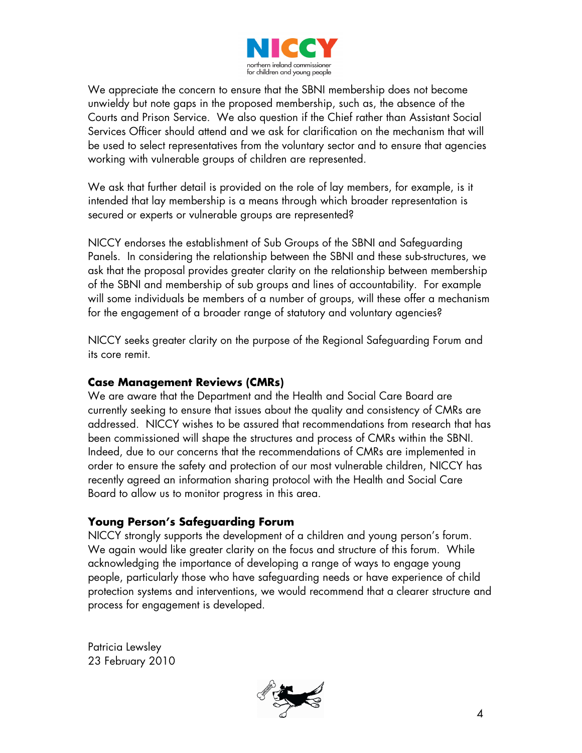We appreciate the concern to ensure that the SBNI membership does not become unwieldy but note gaps in the proposed membership, such as, the absence of the Courts and Prison Service. We also question if the Chief rather than Assistant Social Services Officer should attend and we ask for clarification on the mechanism that will be used to select representatives from the voluntary sector and to ensure that agencies working with vulnerable groups of children are represented.

We ask that further detail is provided on the role of lay members, for example, is it intended that lay membership is a means through which broader representation is secured or experts or vulnerable groups are represented?

NICCY endorses the establishment of Sub Groups of the SBNI and Safeguarding Panels. In considering the relationship between the SBNI and these sub-structures, we ask that the proposal provides greater clarity on the relationship between membership of the SBNI and membership of sub groups and lines of accountability. For example will some individuals be members of a number of groups, will these offer a mechanism for the engagement of a broader range of statutory and voluntary agencies?

NICCY seeks greater clarity on the purpose of the Regional Safeguarding Forum and its core remit.

### Case Management Reviews (CMRs)

We are aware that the Department and the Health and Social Care Board are currently seeking to ensure that issues about the quality and consistency of CMRs are addressed. NICCY wishes to be assured that recommendations from research that has been commissioned will shape the structures and process of CMRs within the SBNI. Indeed, due to our concerns that the recommendations of CMRs are implemented in order to ensure the safety and protection of our most vulnerable children, NICCY has recently agreed an information sharing protocol with the Health and Social Care Board to allow us to monitor progress in this area.

### Young Person's Safeguarding Forum

NICCY strongly supports the development of a children and young person's forum. We again would like greater clarity on the focus and structure of this forum. While acknowledging the importance of developing a range of ways to engage young people, particularly those who have safeguarding needs or have experience of child protection systems and interventions, we would recommend that a clearer structure and process for engagement is developed.

Patricia Lewsley
23 February 2010